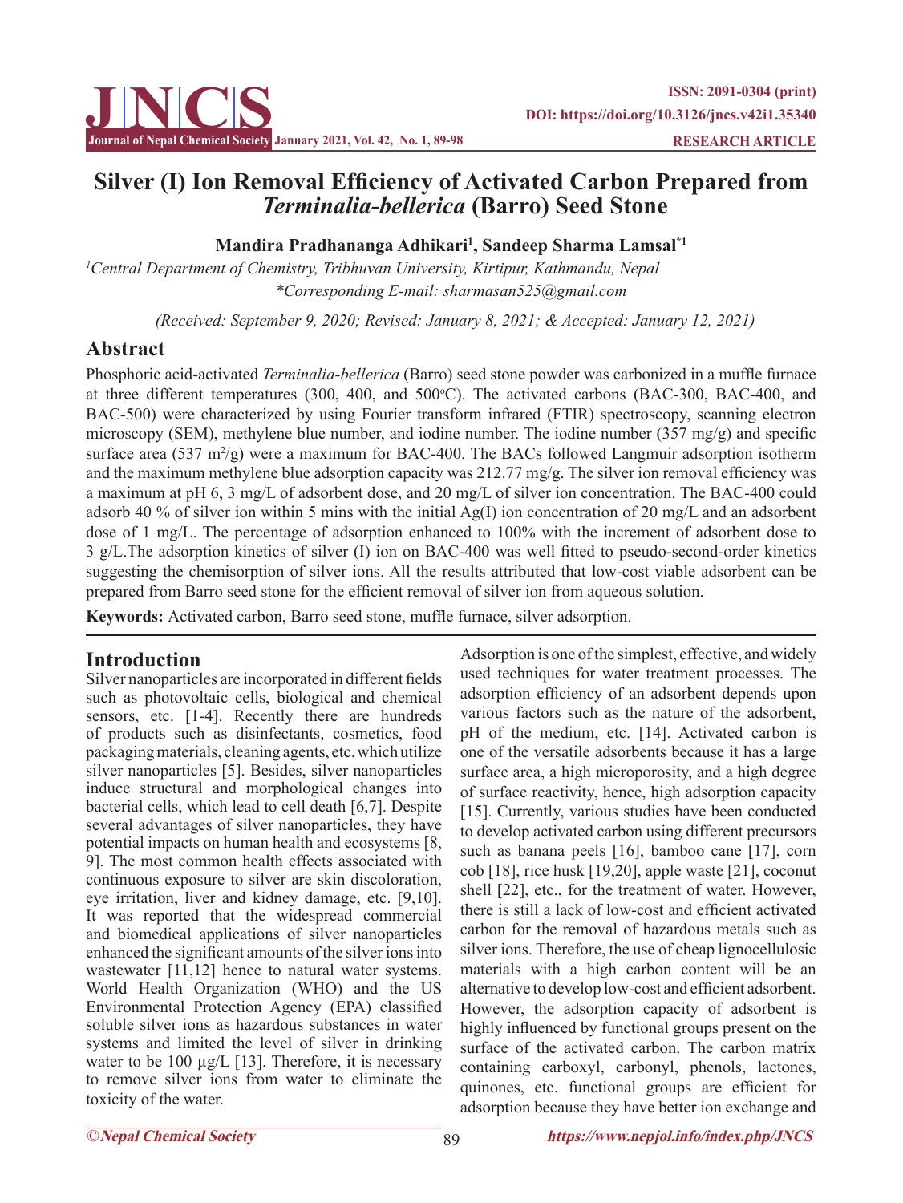# Silver (I) Ion Removal Efficiency of Activated Carbon Prepared from *Terminalia-bellerica* (Barro) Seed Stone

**Mandira Pradhananga Adhikari[1], Sandeep Sharma Lamsal[*1]**

[1]*Central Department of Chemistry, Tribhuvan University, Kirtipur, Kathmandu, Nepal*
*\*Corresponding E-mail: sharmasan525@gmail.com*

*(Received: September 9, 2020; Revised: January 8, 2021; & Accepted: January 12, 2021)*

## Abstract

Phosphoric acid-activated *Terminalia-bellerica* (Barro) seed stone powder was carbonized in a muffle furnace at three different temperatures (300, 400, and 500°C). The activated carbons (BAC-300, BAC-400, and BAC-500) were characterized by using Fourier transform infrared (FTIR) spectroscopy, scanning electron microscopy (SEM), methylene blue number, and iodine number. The iodine number (357 mg/g) and specific surface area (537 $m^2/g$) were a maximum for BAC-400. The BACs followed Langmuir adsorption isotherm and the maximum methylene blue adsorption capacity was 212.77 mg/g. The silver ion removal efficiency was a maximum at pH 6, 3 mg/L of adsorbent dose, and 20 mg/L of silver ion concentration. The BAC-400 could adsorb 40 % of silver ion within 5 mins with the initial Ag(I) ion concentration of 20 mg/L and an adsorbent dose of 1 mg/L. The percentage of adsorption enhanced to 100% with the increment of adsorbent dose to 3 g/L.The adsorption kinetics of silver (I) ion on BAC-400 was well fitted to pseudo-second-order kinetics suggesting the chemisorption of silver ions. All the results attributed that low-cost viable adsorbent can be prepared from Barro seed stone for the efficient removal of silver ion from aqueous solution.

**Keywords:** Activated carbon, Barro seed stone, muffle furnace, silver adsorption.

## Introduction

Silver nanoparticles are incorporated in different fields such as photovoltaic cells, biological and chemical sensors, etc. [1-4]. Recently there are hundreds of products such as disinfectants, cosmetics, food packaging materials, cleaning agents, etc. which utilize silver nanoparticles [5]. Besides, silver nanoparticles induce structural and morphological changes into bacterial cells, which lead to cell death [6,7]. Despite several advantages of silver nanoparticles, they have potential impacts on human health and ecosystems [8, 9]. The most common health effects associated with continuous exposure to silver are skin discoloration, eye irritation, liver and kidney damage, etc. [9,10]. It was reported that the widespread commercial and biomedical applications of silver nanoparticles enhanced the significant amounts of the silver ions into wastewater [11,12] hence to natural water systems. World Health Organization (WHO) and the US Environmental Protection Agency (EPA) classified soluble silver ions as hazardous substances in water systems and limited the level of silver in drinking water to be 100 μg/L [13]. Therefore, it is necessary to remove silver ions from water to eliminate the toxicity of the water.

Adsorption is one of the simplest, effective, and widely used techniques for water treatment processes. The adsorption efficiency of an adsorbent depends upon various factors such as the nature of the adsorbent, pH of the medium, etc. [14]. Activated carbon is one of the versatile adsorbents because it has a large surface area, a high microporosity, and a high degree of surface reactivity, hence, high adsorption capacity [15]. Currently, various studies have been conducted to develop activated carbon using different precursors such as banana peels [16], bamboo cane [17], corn cob [18], rice husk [19,20], apple waste [21], coconut shell [22], etc., for the treatment of water. However, there is still a lack of low-cost and efficient activated carbon for the removal of hazardous metals such as silver ions. Therefore, the use of cheap lignocellulosic materials with a high carbon content will be an alternative to develop low-cost and efficient adsorbent. However, the adsorption capacity of adsorbent is highly influenced by functional groups present on the surface of the activated carbon. The carbon matrix containing carboxyl, carbonyl, phenols, lactones, quinones, etc. functional groups are efficient for adsorption because they have better ion exchange and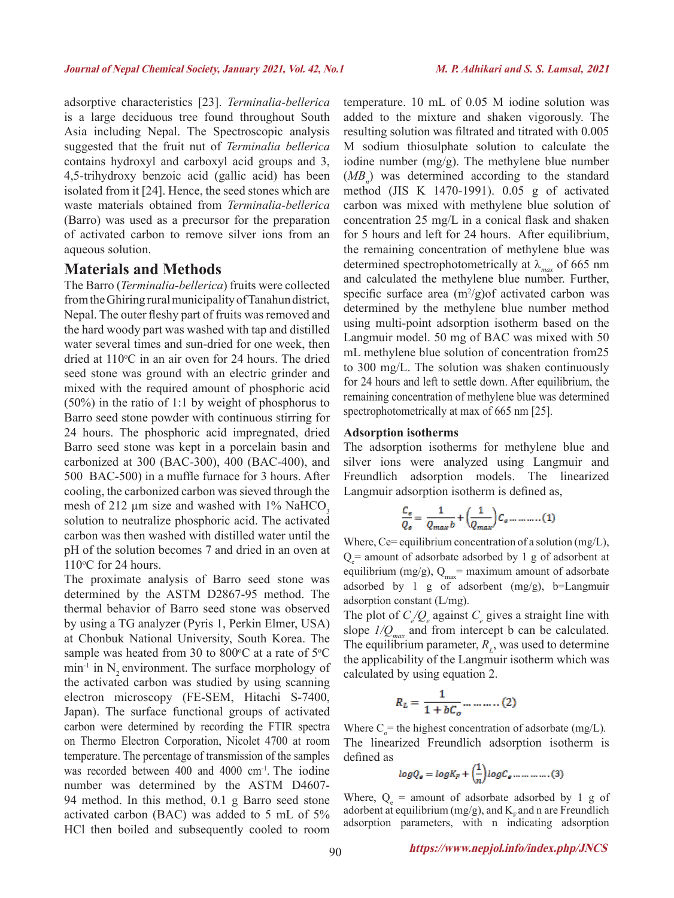adsorptive characteristics [23]. *Terminalia-bellerica* is a large deciduous tree found throughout South Asia including Nepal. The Spectroscopic analysis suggested that the fruit nut of *Terminalia bellerica* contains hydroxyl and carboxyl acid groups and 3, 4,5-trihydroxy benzoic acid (gallic acid) has been isolated from it [24]. Hence, the seed stones which are waste materials obtained from *Terminalia-bellerica* (Barro) was used as a precursor for the preparation of activated carbon to remove silver ions from an aqueous solution.

## Materials and Methods

The Barro (*Terminalia-bellerica*) fruits were collected from the Ghiring rural municipality of Tanahun district, Nepal. The outer fleshy part of fruits was removed and the hard woody part was washed with tap and distilled water several times and sun-dried for one week, then dried at 110$^o$C in an air oven for 24 hours. The dried seed stone was ground with an electric grinder and mixed with the required amount of phosphoric acid (50%) in the ratio of 1:1 by weight of phosphorus to Barro seed stone powder with continuous stirring for 24 hours. The phosphoric acid impregnated, dried Barro seed stone was kept in a porcelain basin and carbonized at 300 (BAC-300), 400 (BAC-400), and 500 BAC-500) in a muffle furnace for 3 hours. After cooling, the carbonized carbon was sieved through the mesh of 212 µm size and washed with 1% $NaHCO_3$ solution to neutralize phosphoric acid. The activated carbon was then washed with distilled water until the pH of the solution becomes 7 and dried in an oven at 110$^o$C for 24 hours.

The proximate analysis of Barro seed stone was determined by the ASTM D2867-95 method. The thermal behavior of Barro seed stone was observed by using a TG analyzer (Pyris 1, Perkin Elmer, USA) at Chonbuk National University, South Korea. The sample was heated from 30 to 800$^o$C at a rate of 5$^o$C min$^{-1}$ in $N_2$ environment. The surface morphology of the activated carbon was studied by using scanning electron microscopy (FE-SEM, Hitachi S-7400, Japan). The surface functional groups of activated carbon were determined by recording the FTIR spectra on Thermo Electron Corporation, Nicolet 4700 at room temperature. The percentage of transmission of the samples was recorded between 400 and 4000 cm$^{-1}$. The iodine number was determined by the ASTM D4607-94 method. In this method, 0.1 g Barro seed stone activated carbon (BAC) was added to 5 mL of 5% HCl then boiled and subsequently cooled to room temperature. 10 mL of 0.05 M iodine solution was added to the mixture and shaken vigorously. The resulting solution was filtrated and titrated with 0.005 M sodium thiosulphate solution to calculate the iodine number (mg/g). The methylene blue number ($MB_n$) was determined according to the standard method (JIS K 1470-1991). 0.05 g of activated carbon was mixed with methylene blue solution of concentration 25 mg/L in a conical flask and shaken for 5 hours and left for 24 hours. After equilibrium, the remaining concentration of methylene blue was determined spectrophotometrically at $\lambda_{max}$ of 665 nm and calculated the methylene blue number. Further, specific surface area (m$^2$/g)of activated carbon was determined by the methylene blue number method using multi-point adsorption isotherm based on the Langmuir model. 50 mg of BAC was mixed with 50 mL methylene blue solution of concentration from25 to 300 mg/L. The solution was shaken continuously for 24 hours and left to settle down. After equilibrium, the remaining concentration of methylene blue was determined spectrophotometrically at max of 665 nm [25].

### Adsorption isotherms

The adsorption isotherms for methylene blue and silver ions were analyzed using Langmuir and Freundlich adsorption models. The linearized Langmuir adsorption isotherm is defined as,

$$\frac{C_e}{Q_e} = \frac{1}{Q_{max}b} + \left(\frac{1}{Q_{max}}\right)C_e \ldots\ldots\ldots (1)$$

Where, Ce= equilibrium concentration of a solution (mg/L), $Q_e$= amount of adsorbate adsorbed by 1 g of adsorbent at equilibrium (mg/g), $Q_{max}$= maximum amount of adsorbate adsorbed by 1 g of adsorbent (mg/g), b=Langmuir adsorption constant (L/mg).

The plot of $C_e/Q_e$ against $C_e$ gives a straight line with slope $1/Q_{max}$ and from intercept b can be calculated. The equilibrium parameter, $R_L$, was used to determine the applicability of the Langmuir isotherm which was calculated by using equation 2.

$$R_L = \frac{1}{1 + bC_o} \ldots\ldots\ldots (2)$$

Where $C_o$= the highest concentration of adsorbate (mg/L).

The linearized Freundlich adsorption isotherm is defined as

$$logQ_e = logK_F + \left(\frac{1}{n}\right)logC_e \ldots\ldots\ldots\ldots (3)$$

Where, $Q_e$ = amount of adsorbate adsorbed by 1 g of adorbent at equilibrium (mg/g), and $K_F$ and n are Freundlich adsorption parameters, with n indicating adsorption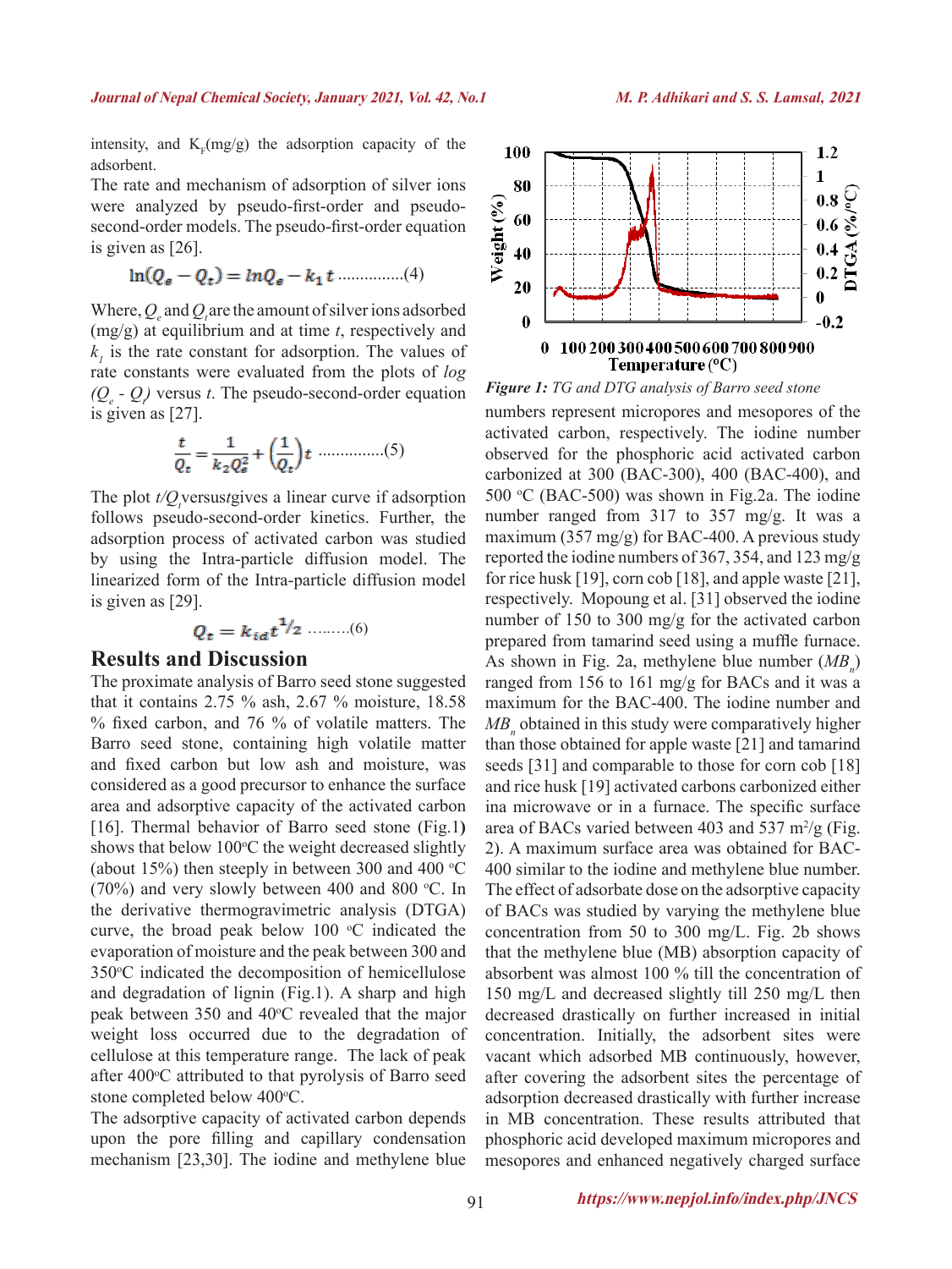intensity, and $K_F$(mg/g) the adsorption capacity of the adsorbent.

The rate and mechanism of adsorption of silver ions were analyzed by pseudo-first-order and pseudo-second-order models. The pseudo-first-order equation is given as [26].

$$\ln(Q_e - Q_t) = lnQ_e - k_1 t \text{ ...............(4)}$$

Where, $Q_e$ and $Q_t$ are the amount of silver ions adsorbed (mg/g) at equilibrium and at time *t*, respectively and $k_1$ is the rate constant for adsorption. The values of rate constants were evaluated from the plots of *log* $(Q_e - Q_t)$ versus *t*. The pseudo-second-order equation is given as [27].

$$\frac{t}{Q_t} = \frac{1}{k_2 Q_e^2} + \left(\frac{1}{Q_t}\right)t \text{ ...............(5)}$$

The plot $t/Q_t$ versus *t* gives a linear curve if adsorption follows pseudo-second-order kinetics. Further, the adsorption process of activated carbon was studied by using the Intra-particle diffusion model. The linearized form of the Intra-particle diffusion model is given as [29].

$$Q_t = k_{id} t^{1/2} \text{ .........(6)}$$

## Results and Discussion

The proximate analysis of Barro seed stone suggested that it contains 2.75 % ash, 2.67 % moisture, 18.58 % fixed carbon, and 76 % of volatile matters. The Barro seed stone, containing high volatile matter and fixed carbon but low ash and moisture, was considered as a good precursor to enhance the surface area and adsorptive capacity of the activated carbon [16]. Thermal behavior of Barro seed stone (Fig.1) shows that below 100°C the weight decreased slightly (about 15%) then steeply in between 300 and 400 °C (70%) and very slowly between 400 and 800 °C. In the derivative thermogravimetric analysis (DTGA) curve, the broad peak below 100 °C indicated the evaporation of moisture and the peak between 300 and 350°C indicated the decomposition of hemicellulose and degradation of lignin (Fig.1). A sharp and high peak between 350 and 40°C revealed that the major weight loss occurred due to the degradation of cellulose at this temperature range. The lack of peak after 400°C attributed to that pyrolysis of Barro seed stone completed below 400°C.

The adsorptive capacity of activated carbon depends upon the pore filling and capillary condensation mechanism [23,30]. The iodine and methylene blue numbers represent micropores and mesopores of the activated carbon, respectively. The iodine number observed for the phosphoric acid activated carbon carbonized at 300 (BAC-300), 400 (BAC-400), and 500 °C (BAC-500) was shown in Fig.2a. The iodine number ranged from 317 to 357 mg/g. It was a maximum (357 mg/g) for BAC-400. A previous study reported the iodine numbers of 367, 354, and 123 mg/g for rice husk [19], corn cob [18], and apple waste [21], respectively. Mopoung et al. [31] observed the iodine number of 150 to 300 mg/g for the activated carbon prepared from tamarind seed using a muffle furnace. As shown in Fig. 2a, methylene blue number ($MB_n$) ranged from 156 to 161 mg/g for BACs and it was a maximum for the BAC-400. The iodine number and $MB_n$ obtained in this study were comparatively higher than those obtained for apple waste [21] and tamarind seeds [31] and comparable to those for corn cob [18] and rice husk [19] activated carbons carbonized either ina microwave or in a furnace. The specific surface area of BACs varied between 403 and 537 m²/g (Fig. 2). A maximum surface area was obtained for BAC-400 similar to the iodine and methylene blue number. The effect of adsorbate dose on the adsorptive capacity of BACs was studied by varying the methylene blue concentration from 50 to 300 mg/L. Fig. 2b shows that the methylene blue (MB) absorption capacity of absorbent was almost 100 % till the concentration of 150 mg/L and decreased slightly till 250 mg/L then decreased drastically on further increased in initial concentration. Initially, the adsorbent sites were vacant which adsorbed MB continuously, however, after covering the adsorbent sites the percentage of adsorption decreased drastically with further increase in MB concentration. These results attributed that phosphoric acid developed maximum micropores and mesopores and enhanced negatively charged surface

*Figure 1:* *TG and DTG analysis of Barro seed stone*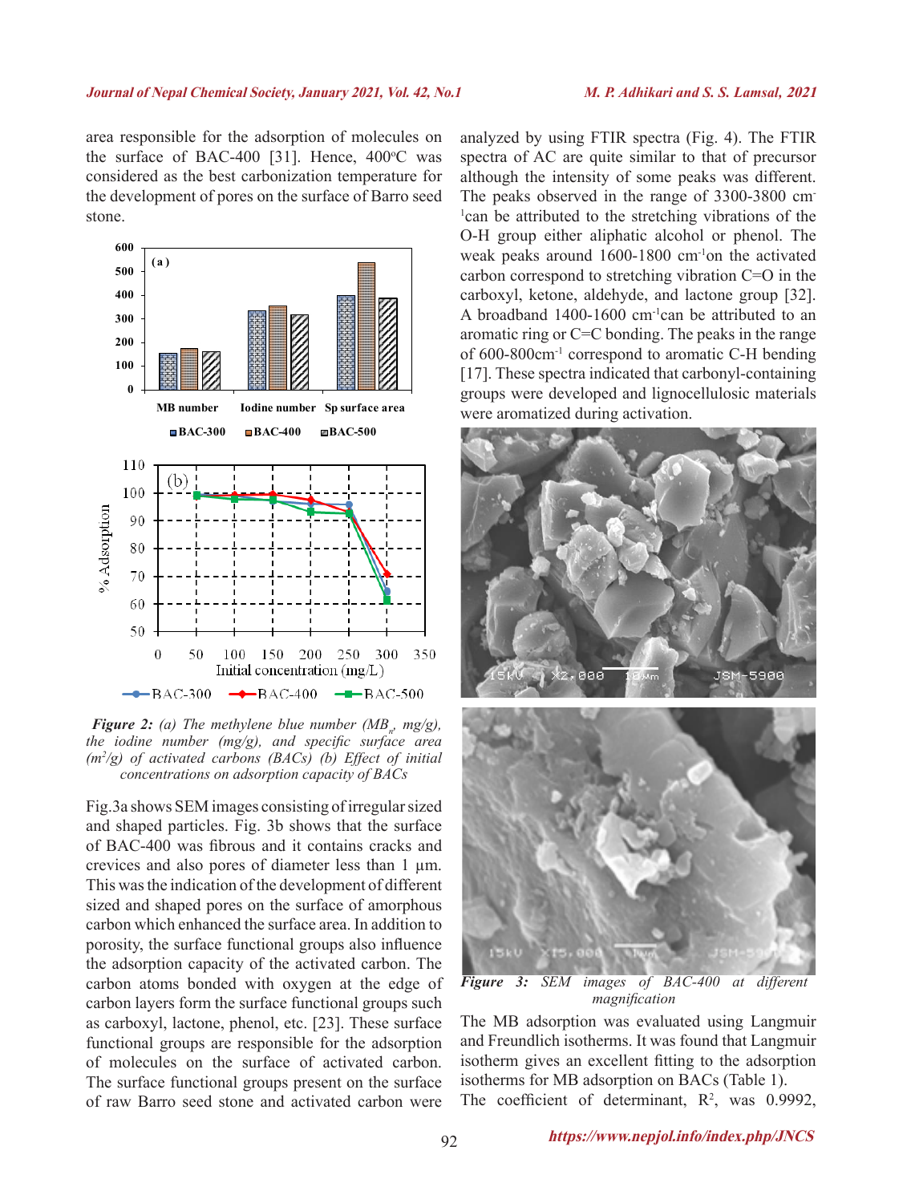area responsible for the adsorption of molecules on the surface of BAC-400 [31]. Hence, 400°C was considered as the best carbonization temperature for the development of pores on the surface of Barro seed stone.

*Figure 2: (a) The methylene blue number ($MB_n$, mg/g), the iodine number (mg/g), and specific surface area ($m^2$/g) of activated carbons (BACs) (b) Effect of initial concentrations on adsorption capacity of BACs*

Fig.3a shows SEM images consisting of irregular sized and shaped particles. Fig. 3b shows that the surface of BAC-400 was fibrous and it contains cracks and crevices and also pores of diameter less than 1 µm. This was the indication of the development of different sized and shaped pores on the surface of amorphous carbon which enhanced the surface area. In addition to porosity, the surface functional groups also influence the adsorption capacity of the activated carbon. The carbon atoms bonded with oxygen at the edge of carbon layers form the surface functional groups such as carboxyl, lactone, phenol, etc. [23]. These surface functional groups are responsible for the adsorption of molecules on the surface of activated carbon. The surface functional groups present on the surface of raw Barro seed stone and activated carbon were analyzed by using FTIR spectra (Fig. 4). The FTIR spectra of AC are quite similar to that of precursor although the intensity of some peaks was different. The peaks observed in the range of 3300-3800 $cm^{-1}$ can be attributed to the stretching vibrations of the O-H group either aliphatic alcohol or phenol. The weak peaks around 1600-1800 $cm^{-1}$ on the activated carbon correspond to stretching vibration C=O in the carboxyl, ketone, aldehyde, and lactone group [32]. A broadband 1400-1600 $cm^{-1}$ can be attributed to an aromatic ring or C=C bonding. The peaks in the range of 600-800 $cm^{-1}$ correspond to aromatic C-H bending [17]. These spectra indicated that carbonyl-containing groups were developed and lignocellulosic materials were aromatized during activation.

*Figure 3: SEM images of BAC-400 at different magnification*

The MB adsorption was evaluated using Langmuir and Freundlich isotherms. It was found that Langmuir isotherm gives an excellent fitting to the adsorption isotherms for MB adsorption on BACs (Table 1). The coefficient of determinant, $R^2$, was 0.9992,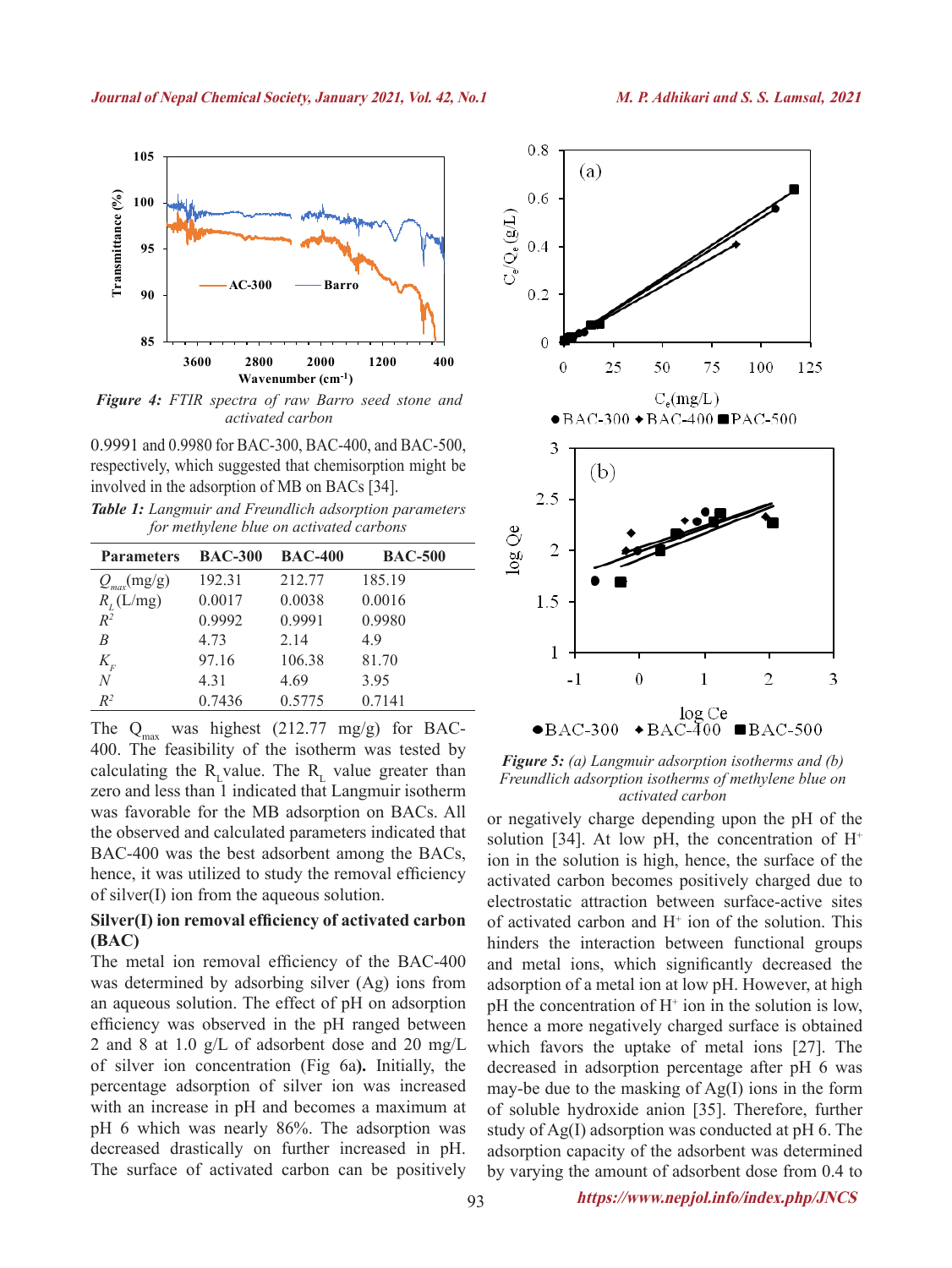*Figure 4: FTIR spectra of raw Barro seed stone and activated carbon*

0.9991 and 0.9980 for BAC-300, BAC-400, and BAC-500, respectively, which suggested that chemisorption might be involved in the adsorption of MB on BACs [34].

*Table 1: Langmuir and Freundlich adsorption parameters for methylene blue on activated carbons*

| Parameters | BAC-300 | BAC-400 | BAC-500 |
|---|---|---|---|
| $Q_{max}$(mg/g) | 192.31 | 212.77 | 185.19 |
| $R_L$ (L/mg) | 0.0017 | 0.0038 | 0.0016 |
| $R^2$ | 0.9992 | 0.9991 | 0.9980 |
| $B$ | 4.73 | 2.14 | 4.9 |
| $K_F$ | 97.16 | 106.38 | 81.70 |
| $N$ | 4.31 | 4.69 | 3.95 |
| $R^2$ | 0.7436 | 0.5775 | 0.7141 |

The $Q_{max}$ was highest (212.77 mg/g) for BAC-400. The feasibility of the isotherm was tested by calculating the $R_L$ value. The $R_L$ value greater than zero and less than 1 indicated that Langmuir isotherm was favorable for the MB adsorption on BACs. All the observed and calculated parameters indicated that BAC-400 was the best adsorbent among the BACs, hence, it was utilized to study the removal efficiency of silver(I) ion from the aqueous solution.

**Silver(I) ion removal efficiency of activated carbon (BAC)**

The metal ion removal efficiency of the BAC-400 was determined by adsorbing silver (Ag) ions from an aqueous solution. The effect of pH on adsorption efficiency was observed in the pH ranged between 2 and 8 at 1.0 g/L of adsorbent dose and 20 mg/L of silver ion concentration (Fig 6a**).** Initially, the percentage adsorption of silver ion was increased with an increase in pH and becomes a maximum at pH 6 which was nearly 86%. The adsorption was decreased drastically on further increased in pH. The surface of activated carbon can be positively

*Figure 5: (a) Langmuir adsorption isotherms and (b) Freundlich adsorption isotherms of methylene blue on activated carbon*

or negatively charge depending upon the pH of the solution [34]. At low pH, the concentration of $H^+$ ion in the solution is high, hence, the surface of the activated carbon becomes positively charged due to electrostatic attraction between surface-active sites of activated carbon and $H^+$ ion of the solution. This hinders the interaction between functional groups and metal ions, which significantly decreased the adsorption of a metal ion at low pH. However, at high pH the concentration of $H^+$ ion in the solution is low, hence a more negatively charged surface is obtained which favors the uptake of metal ions [27]. The decreased in adsorption percentage after pH 6 was may-be due to the masking of Ag(I) ions in the form of soluble hydroxide anion [35]. Therefore, further study of Ag(I) adsorption was conducted at pH 6. The adsorption capacity of the adsorbent was determined by varying the amount of adsorbent dose from 0.4 to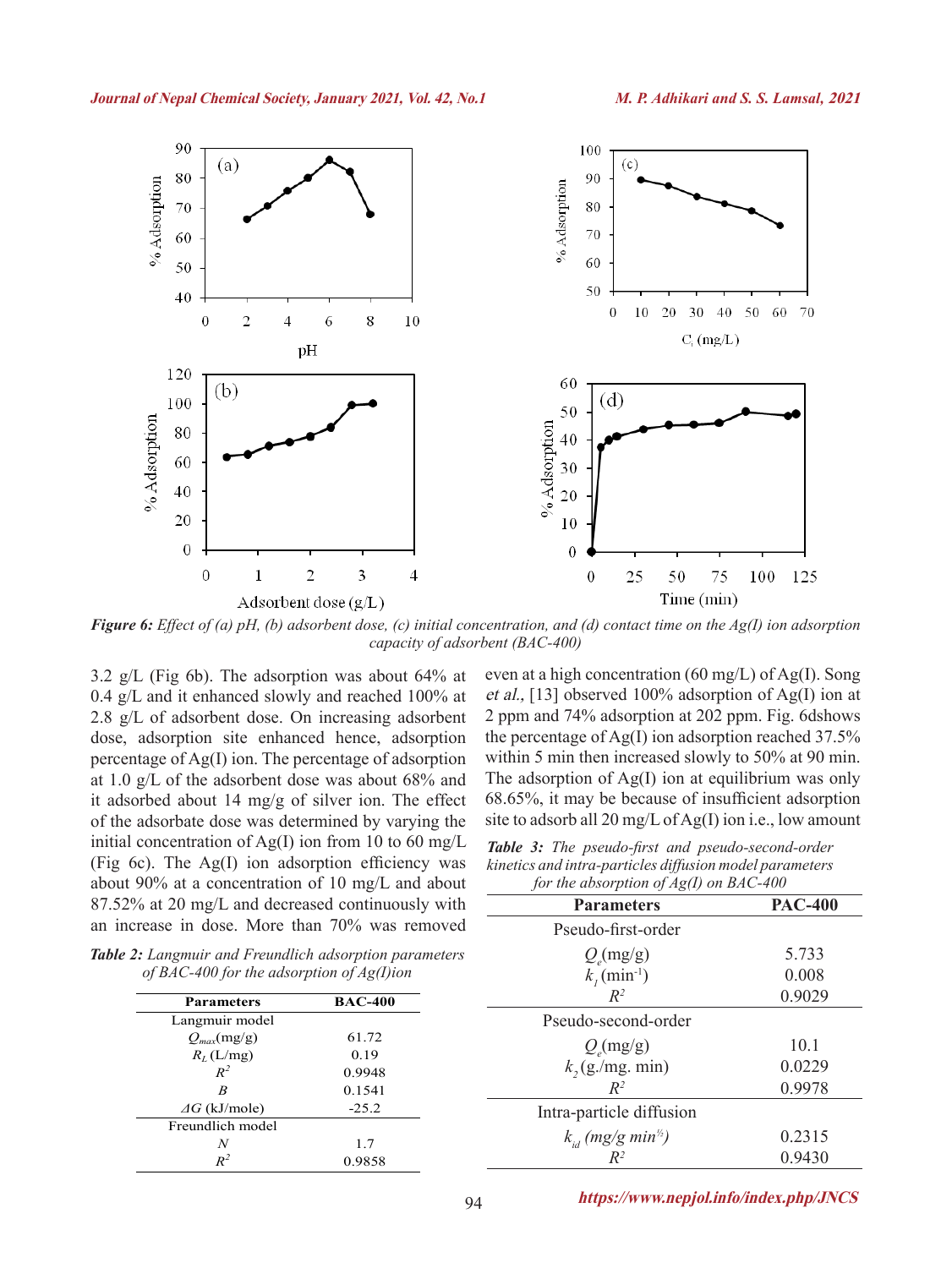*Figure 6: Effect of (a) pH, (b) adsorbent dose, (c) initial concentration, and (d) contact time on the Ag(I) ion adsorption capacity of adsorbent (BAC-400)*

3.2 g/L (Fig 6b). The adsorption was about 64% at 0.4 g/L and it enhanced slowly and reached 100% at 2.8 g/L of adsorbent dose. On increasing adsorbent dose, adsorption site enhanced hence, adsorption percentage of Ag(I) ion. The percentage of adsorption at 1.0 g/L of the adsorbent dose was about 68% and it adsorbed about 14 mg/g of silver ion. The effect of the adsorbate dose was determined by varying the initial concentration of Ag(I) ion from 10 to 60 mg/L (Fig 6c). The Ag(I) ion adsorption efficiency was about 90% at a concentration of 10 mg/L and about 87.52% at 20 mg/L and decreased continuously with an increase in dose. More than 70% was removed even at a high concentration (60 mg/L) of Ag(I). Song *et al.,* [13] observed 100% adsorption of Ag(I) ion at 2 ppm and 74% adsorption at 202 ppm. Fig. 6dshows the percentage of Ag(I) ion adsorption reached 37.5% within 5 min then increased slowly to 50% at 90 min. The adsorption of Ag(I) ion at equilibrium was only 68.65%, it may be because of insufficient adsorption site to adsorb all 20 mg/L of Ag(I) ion i.e., low amount

***Table 2:*** *Langmuir and Freundlich adsorption parameters of BAC-400 for the adsorption of Ag(I)ion*

| Parameters | BAC-400 |
|---|---|
| Langmuir model | |
| $Q_{max}$(mg/g) | 61.72 |
| $R_L$ (L/mg) | 0.19 |
| $R^2$ | 0.9948 |
| *B* | 0.1541 |
| $\Delta G$ (kJ/mole) | -25.2 |
| Freundlich model | |
| *N* | 1.7 |
| $R^2$ | 0.9858 |

***Table 3:*** *The pseudo-first and pseudo-second-order kinetics and intra-particles diffusion model parameters for the absorption of Ag(I) on BAC-400*

| Parameters | PAC-400 |
|---|---|
| Pseudo-first-order | |
| $Q_e$(mg/g) | 5.733 |
| $k_1$ (min$^{-1}$) | 0.008 |
| $R^2$ | 0.9029 |
| Pseudo-second-order | |
| $Q_e$(mg/g) | 10.1 |
| $k_2$ (g./mg. min) | 0.0229 |
| $R^2$ | 0.9978 |
| Intra-particle diffusion | |
| $k_{id}$ *(mg/g min*$^{½}$*)* | 0.2315 |
| $R^2$ | 0.9430 |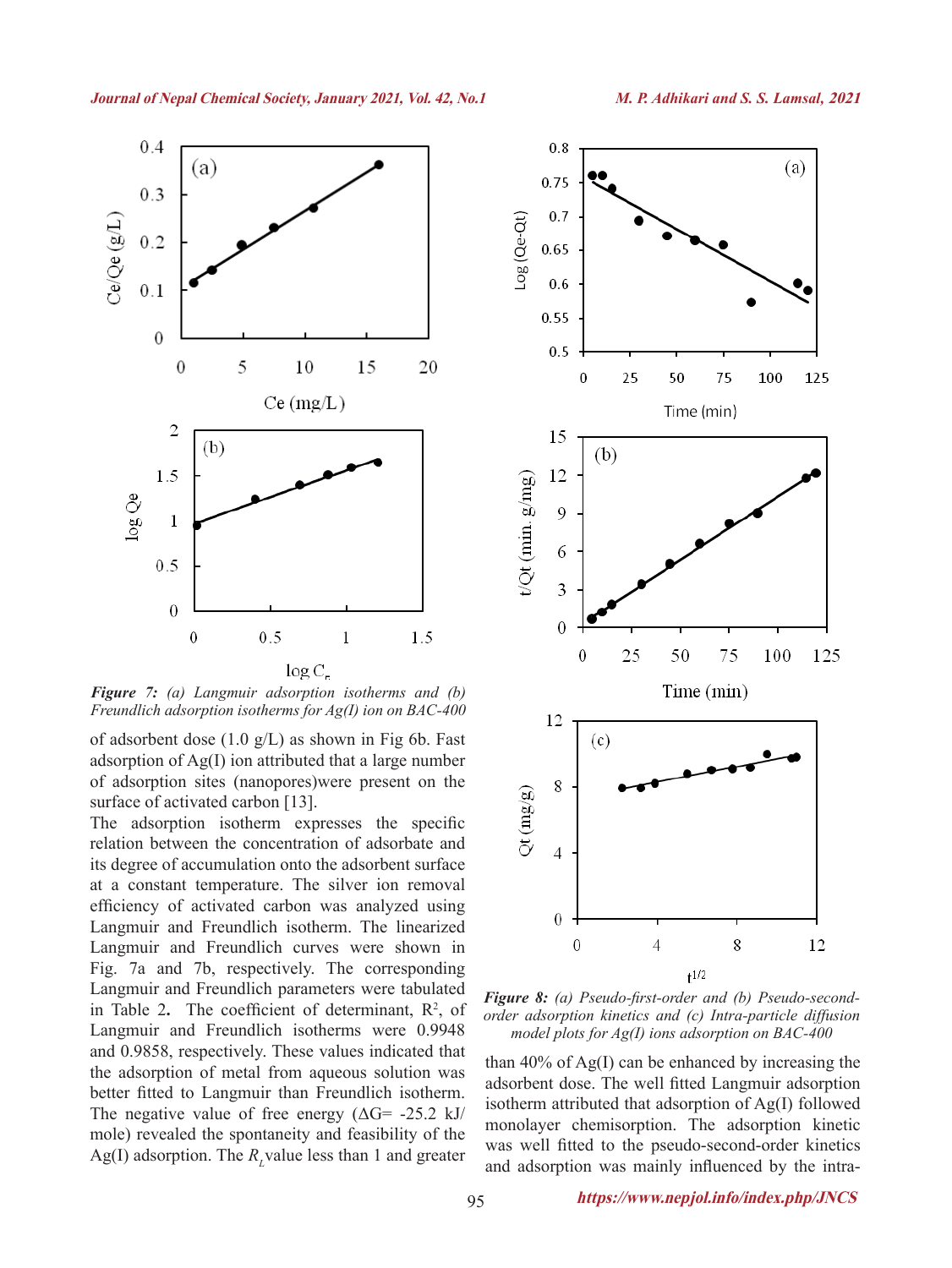*Figure 7: (a) Langmuir adsorption isotherms and (b) Freundlich adsorption isotherms for Ag(I) ion on BAC-400*

of adsorbent dose (1.0 g/L) as shown in Fig 6b. Fast adsorption of Ag(I) ion attributed that a large number of adsorption sites (nanopores)were present on the surface of activated carbon [13].

The adsorption isotherm expresses the specific relation between the concentration of adsorbate and its degree of accumulation onto the adsorbent surface at a constant temperature. The silver ion removal efficiency of activated carbon was analyzed using Langmuir and Freundlich isotherm. The linearized Langmuir and Freundlich curves were shown in Fig. 7a and 7b, respectively. The corresponding Langmuir and Freundlich parameters were tabulated in Table 2**.** The coefficient of determinant, $R^2$, of Langmuir and Freundlich isotherms were 0.9948 and 0.9858, respectively. These values indicated that the adsorption of metal from aqueous solution was better fitted to Langmuir than Freundlich isotherm. The negative value of free energy ($\Delta G$= -25.2 kJ/mole) revealed the spontaneity and feasibility of the Ag(I) adsorption. The $R_L$ value less than 1 and greater than 40% of Ag(I) can be enhanced by increasing the adsorbent dose. The well fitted Langmuir adsorption isotherm attributed that adsorption of Ag(I) followed monolayer chemisorption. The adsorption kinetic was well fitted to the pseudo-second-order kinetics and adsorption was mainly influenced by the intra-

*Figure 8: (a) Pseudo-first-order and (b) Pseudo-second-order adsorption kinetics and (c) Intra-particle diffusion model plots for Ag(I) ions adsorption on BAC-400*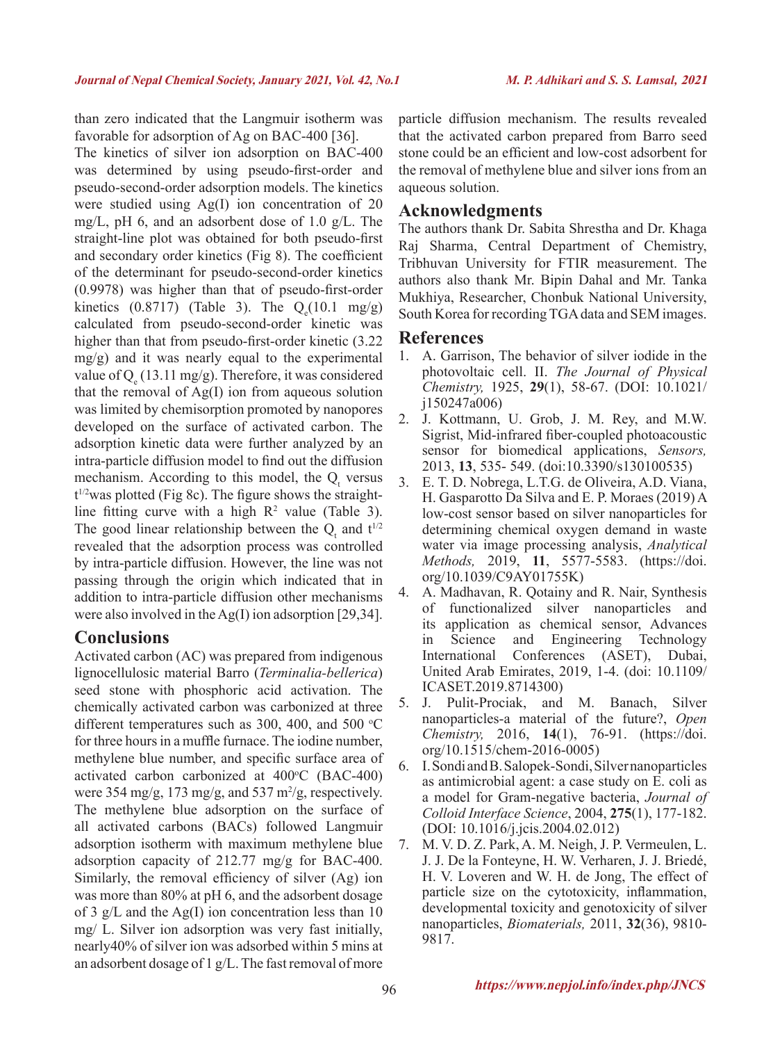than zero indicated that the Langmuir isotherm was favorable for adsorption of Ag on BAC-400 [36].

The kinetics of silver ion adsorption on BAC-400 was determined by using pseudo-first-order and pseudo-second-order adsorption models. The kinetics were studied using Ag(I) ion concentration of 20 mg/L, pH 6, and an adsorbent dose of 1.0 g/L. The straight-line plot was obtained for both pseudo-first and secondary order kinetics (Fig 8). The coefficient of the determinant for pseudo-second-order kinetics (0.9978) was higher than that of pseudo-first-order kinetics (0.8717) (Table 3). The $Q_e$(10.1 mg/g) calculated from pseudo-second-order kinetic was higher than that from pseudo-first-order kinetic (3.22 mg/g) and it was nearly equal to the experimental value of $Q_e$ (13.11 mg/g). Therefore, it was considered that the removal of Ag(I) ion from aqueous solution was limited by chemisorption promoted by nanopores developed on the surface of activated carbon. The adsorption kinetic data were further analyzed by an intra-particle diffusion model to find out the diffusion mechanism. According to this model, the $Q_t$ versus $t^{1/2}$was plotted (Fig 8c). The figure shows the straight-line fitting curve with a high $R^2$ value (Table 3). The good linear relationship between the $Q_t$ and $t^{1/2}$ revealed that the adsorption process was controlled by intra-particle diffusion. However, the line was not passing through the origin which indicated that in addition to intra-particle diffusion other mechanisms were also involved in the Ag(I) ion adsorption [29,34].

## Conclusions

Activated carbon (AC) was prepared from indigenous lignocellulosic material Barro (*Terminalia-bellerica*) seed stone with phosphoric acid activation. The chemically activated carbon was carbonized at three different temperatures such as 300, 400, and 500 °C for three hours in a muffle furnace. The iodine number, methylene blue number, and specific surface area of activated carbon carbonized at 400°C (BAC-400) were 354 mg/g, 173 mg/g, and 537 m²/g, respectively. The methylene blue adsorption on the surface of all activated carbons (BACs) followed Langmuir adsorption isotherm with maximum methylene blue adsorption capacity of 212.77 mg/g for BAC-400. Similarly, the removal efficiency of silver (Ag) ion was more than 80% at pH 6, and the adsorbent dosage of 3 g/L and the Ag(I) ion concentration less than 10 mg/ L. Silver ion adsorption was very fast initially, nearly40% of silver ion was adsorbed within 5 mins at an adsorbent dosage of 1 g/L. The fast removal of more particle diffusion mechanism. The results revealed that the activated carbon prepared from Barro seed stone could be an efficient and low-cost adsorbent for the removal of methylene blue and silver ions from an aqueous solution.

## Acknowledgments

The authors thank Dr. Sabita Shrestha and Dr. Khaga Raj Sharma, Central Department of Chemistry, Tribhuvan University for FTIR measurement. The authors also thank Mr. Bipin Dahal and Mr. Tanka Mukhiya, Researcher, Chonbuk National University, South Korea for recording TGA data and SEM images.

## References

1. A. Garrison, The behavior of silver iodide in the photovoltaic cell. II. *The Journal of Physical Chemistry,* 1925, **29**(1), 58-67. (DOI: 10.1021/j150247a006)
2. J. Kottmann, U. Grob, J. M. Rey, and M.W. Sigrist, Mid-infrared fiber-coupled photoacoustic sensor for biomedical applications, *Sensors,* 2013, **13**, 535- 549. (doi:10.3390/s130100535)
3. E. T. D. Nobrega, L.T.G. de Oliveira, A.D. Viana, H. Gasparotto Da Silva and E. P. Moraes (2019) A low-cost sensor based on silver nanoparticles for determining chemical oxygen demand in waste water via image processing analysis, *Analytical Methods,* 2019, **11**, 5577-5583. (https://doi.org/10.1039/C9AY01755K)
4. A. Madhavan, R. Qotainy and R. Nair, Synthesis of functionalized silver nanoparticles and its application as chemical sensor, Advances in Science and Engineering Technology International Conferences (ASET), Dubai, United Arab Emirates, 2019, 1-4. (doi: 10.1109/ICASET.2019.8714300)
5. J. Pulit-Prociak, and M. Banach, Silver nanoparticles-a material of the future?, *Open Chemistry,* 2016, **14**(1), 76-91. (https://doi.org/10.1515/chem-2016-0005)
6. I. Sondi and B. Salopek-Sondi, Silver nanoparticles as antimicrobial agent: a case study on E. coli as a model for Gram-negative bacteria, *Journal of Colloid Interface Science*, 2004, **275**(1), 177-182. (DOI: 10.1016/j.jcis.2004.02.012)
7. M. V. D. Z. Park, A. M. Neigh, J. P. Vermeulen, L. J. J. De la Fonteyne, H. W. Verharen, J. J. Briedé, H. V. Loveren and W. H. de Jong, The effect of particle size on the cytotoxicity, inflammation, developmental toxicity and genotoxicity of silver nanoparticles, *Biomaterials,* 2011, **32**(36), 9810-9817.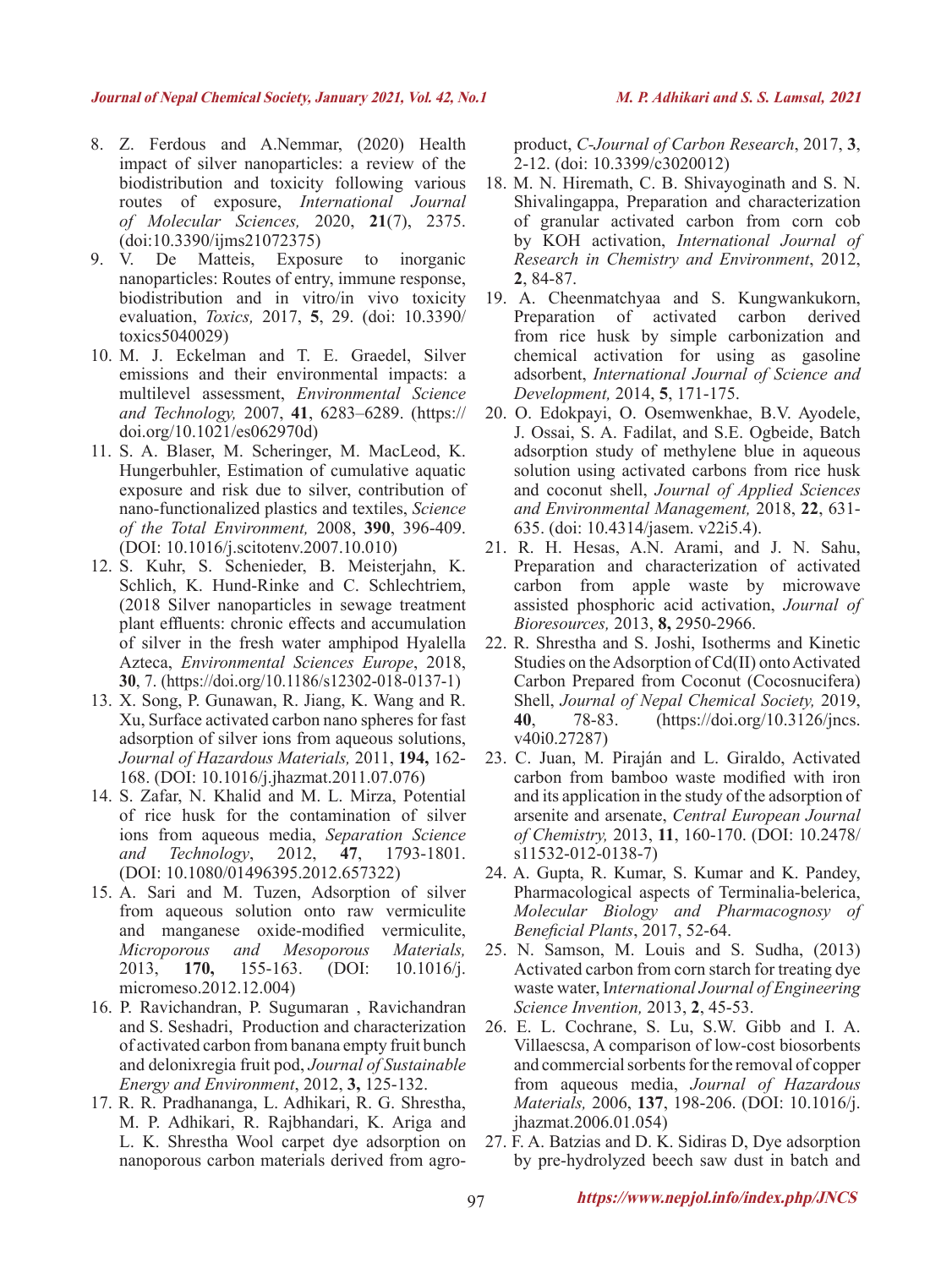8. Z. Ferdous and A.Nemmar, (2020) Health impact of silver nanoparticles: a review of the biodistribution and toxicity following various routes of exposure, *International Journal of Molecular Sciences,* 2020, **21**(7), 2375. (doi:10.3390/ijms21072375)
9. V. De Matteis, Exposure to inorganic nanoparticles: Routes of entry, immune response, biodistribution and in vitro/in vivo toxicity evaluation, *Toxics,* 2017, **5**, 29. (doi: 10.3390/toxics5040029)
10. M. J. Eckelman and T. E. Graedel, Silver emissions and their environmental impacts: a multilevel assessment, *Environmental Science and Technology,* 2007, **41**, 6283–6289. (https://doi.org/10.1021/es062970d)
11. S. A. Blaser, M. Scheringer, M. MacLeod, K. Hungerbuhler, Estimation of cumulative aquatic exposure and risk due to silver, contribution of nano-functionalized plastics and textiles, *Science of the Total Environment,* 2008, **390**, 396-409. (DOI: 10.1016/j.scitotenv.2007.10.010)
12. S. Kuhr, S. Schenieder, B. Meisterjahn, K. Schlich, K. Hund-Rinke and C. Schlechtriem, (2018 Silver nanoparticles in sewage treatment plant effluents: chronic effects and accumulation of silver in the fresh water amphipod Hyalella Azteca, *Environmental Sciences Europe*, 2018, **30**, 7. (https://doi.org/10.1186/s12302-018-0137-1)
13. X. Song, P. Gunawan, R. Jiang, K. Wang and R. Xu, Surface activated carbon nano spheres for fast adsorption of silver ions from aqueous solutions, *Journal of Hazardous Materials,* 2011, **194,** 162-168. (DOI: 10.1016/j.jhazmat.2011.07.076)
14. S. Zafar, N. Khalid and M. L. Mirza, Potential of rice husk for the contamination of silver ions from aqueous media, *Separation Science and Technology*, 2012, **47**, 1793-1801. (DOI: 10.1080/01496395.2012.657322)
15. A. Sari and M. Tuzen, Adsorption of silver from aqueous solution onto raw vermiculite and manganese oxide-modified vermiculite, *Microporous and Mesoporous Materials,* 2013, **170,** 155-163. (DOI: 10.1016/j.micromeso.2012.12.004)
16. P. Ravichandran, P. Sugumaran , Ravichandran and S. Seshadri, Production and characterization of activated carbon from banana empty fruit bunch and delonixregia fruit pod, *Journal of Sustainable Energy and Environment*, 2012, **3,** 125-132.
17. R. R. Pradhananga, L. Adhikari, R. G. Shrestha, M. P. Adhikari, R. Rajbhandari, K. Ariga and L. K. Shrestha Wool carpet dye adsorption on nanoporous carbon materials derived from agro-product, *C-Journal of Carbon Research*, 2017, **3**, 2-12. (doi: 10.3399/c3020012)
18. M. N. Hiremath, C. B. Shivayoginath and S. N. Shivalingappa, Preparation and characterization of granular activated carbon from corn cob by KOH activation, *International Journal of Research in Chemistry and Environment*, 2012, **2**, 84-87.
19. A. Cheenmatchyaa and S. Kungwankukorn, Preparation of activated carbon derived from rice husk by simple carbonization and chemical activation for using as gasoline adsorbent, *International Journal of Science and Development,* 2014, **5**, 171-175.
20. O. Edokpayi, O. Osemwenkhae, B.V. Ayodele, J. Ossai, S. A. Fadilat, and S.E. Ogbeide, Batch adsorption study of methylene blue in aqueous solution using activated carbons from rice husk and coconut shell, *Journal of Applied Sciences and Environmental Management,* 2018, **22**, 631-635. (doi: 10.4314/jasem. v22i5.4).
21. R. H. Hesas, A.N. Arami, and J. N. Sahu, Preparation and characterization of activated carbon from apple waste by microwave assisted phosphoric acid activation, *Journal of Bioresources,* 2013, **8,** 2950-2966.
22. R. Shrestha and S. Joshi, Isotherms and Kinetic Studies on the Adsorption of Cd(II) onto Activated Carbon Prepared from Coconut (Cocosnucifera) Shell, *Journal of Nepal Chemical Society,* 2019, **40**, 78-83. (https://doi.org/10.3126/jncs.v40i0.27287)
23. C. Juan, M. Piraján and L. Giraldo, Activated carbon from bamboo waste modified with iron and its application in the study of the adsorption of arsenite and arsenate, *Central European Journal of Chemistry,* 2013, **11**, 160-170. (DOI: 10.2478/s11532-012-0138-7)
24. A. Gupta, R. Kumar, S. Kumar and K. Pandey, Pharmacological aspects of Terminalia-belerica, *Molecular Biology and Pharmacognosy of Beneficial Plants*, 2017, 52-64.
25. N. Samson, M. Louis and S. Sudha, (2013) Activated carbon from corn starch for treating dye waste water, I*nternational Journal of Engineering Science Invention,* 2013, **2**, 45-53.
26. E. L. Cochrane, S. Lu, S.W. Gibb and I. A. Villaescsa, A comparison of low-cost biosorbents and commercial sorbents for the removal of copper from aqueous media, *Journal of Hazardous Materials,* 2006, **137**, 198-206. (DOI: 10.1016/j.jhazmat.2006.01.054)
27. F. A. Batzias and D. K. Sidiras D, Dye adsorption by pre-hydrolyzed beech saw dust in batch and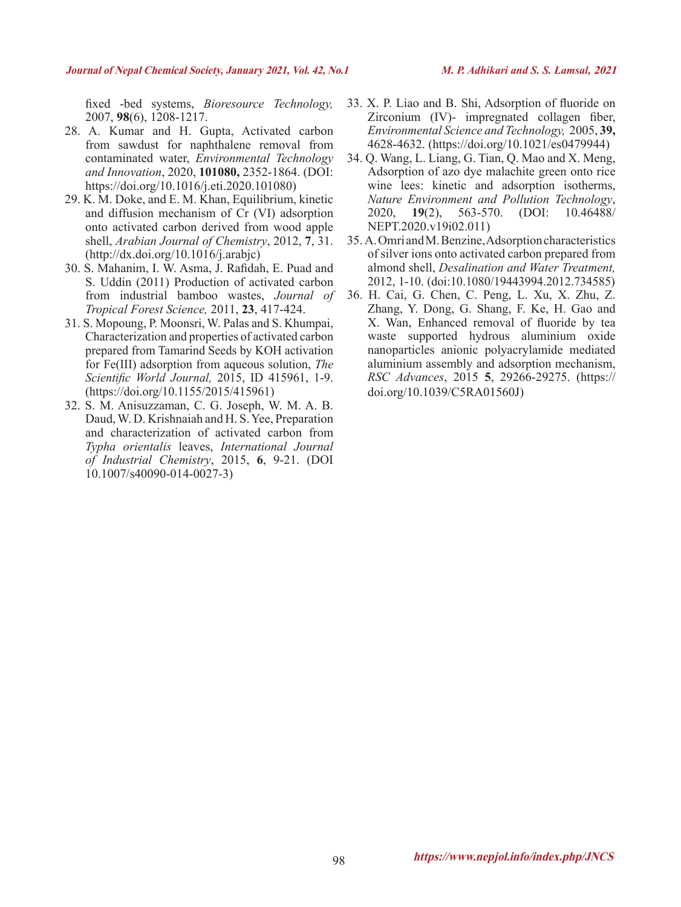fixed -bed systems, *Bioresource Technology,* 2007, **98**(6), 1208-1217.

28. A. Kumar and H. Gupta, Activated carbon from sawdust for naphthalene removal from contaminated water, *Environmental Technology and Innovation*, 2020, **101080,** 2352-1864. (DOI: https://doi.org/10.1016/j.eti.2020.101080)
29. K. M. Doke, and E. M. Khan, Equilibrium, kinetic and diffusion mechanism of Cr (VI) adsorption onto activated carbon derived from wood apple shell, *Arabian Journal of Chemistry*, 2012, **7**, 31. (http://dx.doi.org/10.1016/j.arabjc)
30. S. Mahanim, I. W. Asma, J. Rafidah, E. Puad and S. Uddin (2011) Production of activated carbon from industrial bamboo wastes, *Journal of Tropical Forest Science,* 2011, **23**, 417-424.
31. S. Mopoung, P. Moonsri, W. Palas and S. Khumpai, Characterization and properties of activated carbon prepared from Tamarind Seeds by KOH activation for Fe(III) adsorption from aqueous solution, *The Scientific World Journal,* 2015, ID 415961, 1-9. (https://doi.org/10.1155/2015/415961)
32. S. M. Anisuzzaman, C. G. Joseph, W. M. A. B. Daud, W. D. Krishnaiah and H. S. Yee, Preparation and characterization of activated carbon from *Typha orientalis* leaves, *International Journal of Industrial Chemistry*, 2015, **6**, 9-21. (DOI 10.1007/s40090-014-0027-3)
33. X. P. Liao and B. Shi, Adsorption of fluoride on Zirconium (IV)- impregnated collagen fiber, *Environmental Science and Technology,* 2005, **39,** 4628-4632. (https://doi.org/10.1021/es0479944)
34. Q. Wang, L. Liang, G. Tian, Q. Mao and X. Meng, Adsorption of azo dye malachite green onto rice wine lees: kinetic and adsorption isotherms, *Nature Environment and Pollution Technology*, 2020, **19**(2), 563-570. (DOI: 10.46488/NEPT.2020.v19i02.011)
35. A. Omri and M. Benzine, Adsorption characteristics of silver ions onto activated carbon prepared from almond shell, *Desalination and Water Treatment,* 2012, 1-10. (doi:10.1080/19443994.2012.734585)
36. H. Cai, G. Chen, C. Peng, L. Xu, X. Zhu, Z. Zhang, Y. Dong, G. Shang, F. Ke, H. Gao and X. Wan, Enhanced removal of fluoride by tea waste supported hydrous aluminium oxide nanoparticles anionic polyacrylamide mediated aluminium assembly and adsorption mechanism, *RSC Advances*, 2015 **5**, 29266-29275. (https://doi.org/10.1039/C5RA01560J)